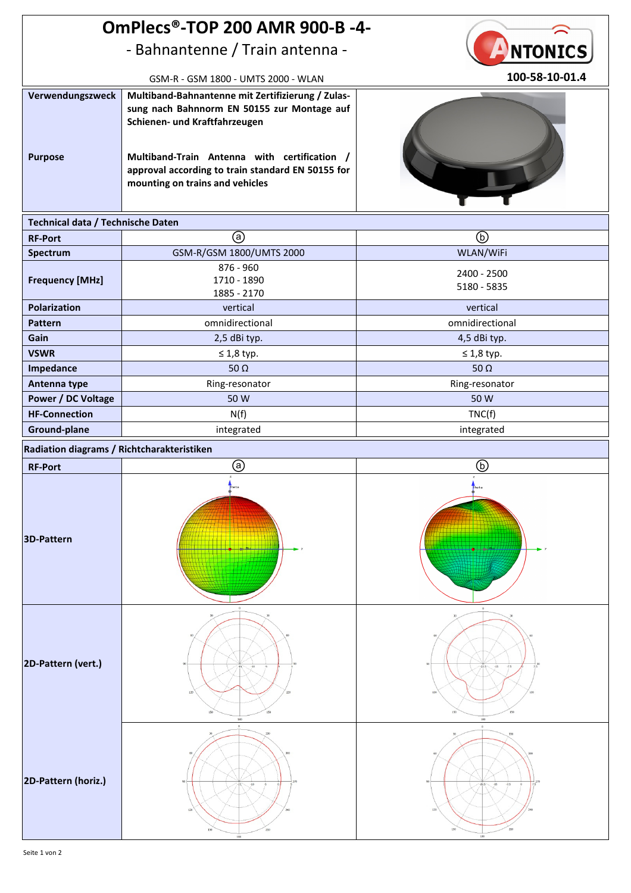# OmPlecs®-TOP 200 AMR 900-B -4-

## - Bahnantenne / Train antenna -

GSM-R - GSM 1800 - UMTS 2000 - WLAN

ANTONICS

100-58-10-01.4

| | |
|---|---|
| **Verwendungszweck** | **Multiband-Bahnantenne mit Zertifizierung / Zulassung nach Bahnnorm EN 50155 zur Montage auf Schienen- und Kraftfahrzeugen** |
| **Purpose** | **Multiband-Train Antenna with certification / approval according to train standard EN 50155 for mounting on trains and vehicles** |

**Technical data / Technische Daten**

| RF-Port | ⓐ | ⓑ |
|---|---|---|
| **Spectrum** | GSM-R/GSM 1800/UMTS 2000 | WLAN/WiFi |
| **Frequency [MHz]** | 876 - 960<br>1710 - 1890<br>1885 - 2170 | 2400 - 2500<br>5180 - 5835 |
| **Polarization** | vertical | vertical |
| **Pattern** | omnidirectional | omnidirectional |
| **Gain** | 2,5 dBi typ. | 4,5 dBi typ. |
| **VSWR** | ≤ 1,8 typ. | ≤ 1,8 typ. |
| **Impedance** | 50 Ω | 50 Ω |
| **Antenna type** | Ring-resonator | Ring-resonator |
| **Power / DC Voltage** | 50 W | 50 W |
| **HF-Connection** | N(f) | TNC(f) |
| **Ground-plane** | integrated | integrated |

**Radiation diagrams / Richtcharakteristiken**

| RF-Port | ⓐ | ⓑ |
|---|---|---|
| **3D-Pattern** | | |
| **2D-Pattern (vert.)** | | |
| **2D-Pattern (horiz.)** | | |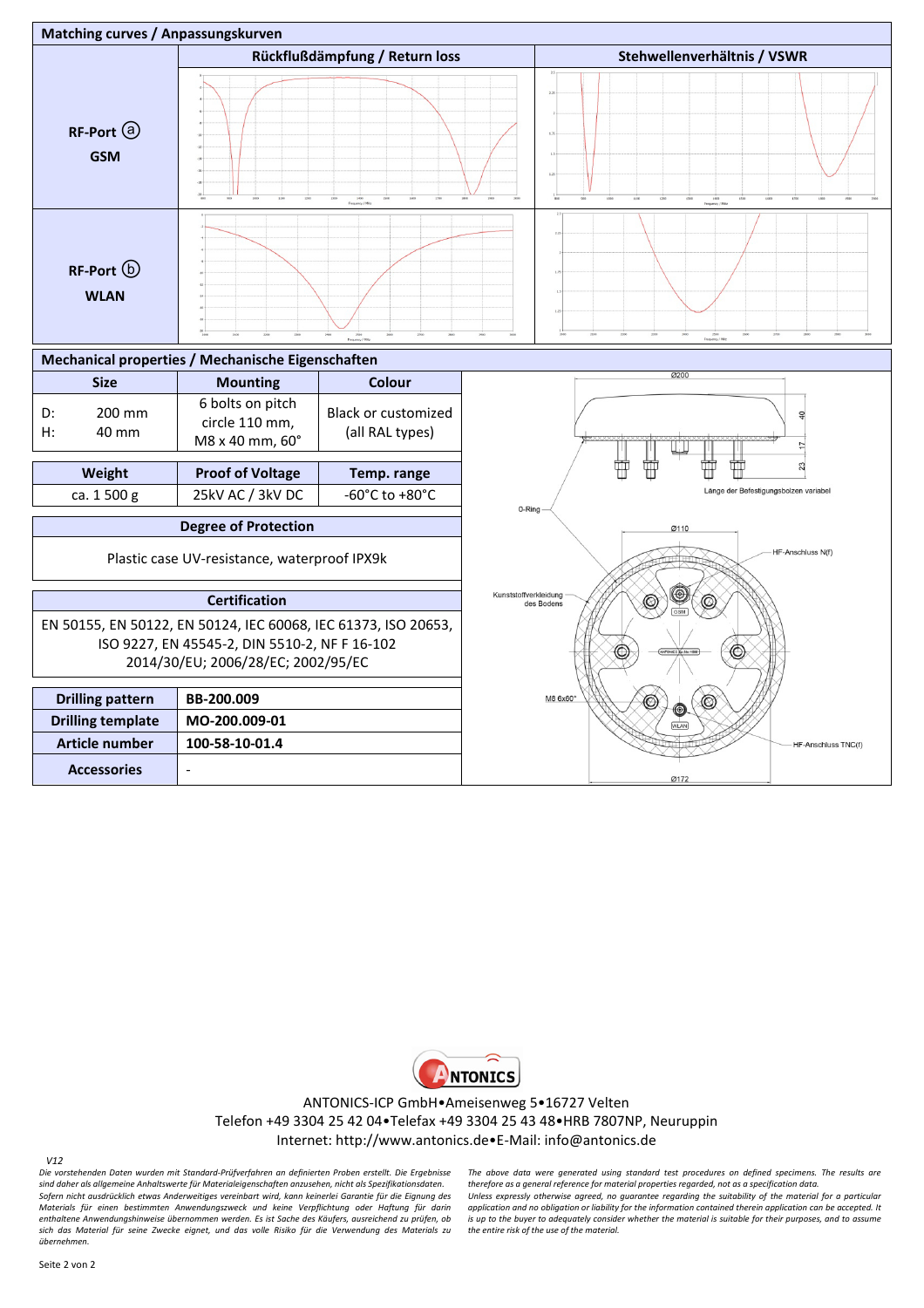## Matching curves / Anpassungskurven

| | Rückflußdämpfung / Return loss | Stehwellenverhältnis / VSWR |
|---|---|---|
| **RF-Port ⓐ GSM** | | |
| **RF-Port ⓑ WLAN** | | |

## Mechanical properties / Mechanische Eigenschaften

| Size | Mounting | Colour |
|---|---|---|
| D: 200 mm<br>H: 40 mm | 6 bolts on pitch circle 110 mm, M8 x 40 mm, 60° | Black or customized (all RAL types) |

| Weight | Proof of Voltage | Temp. range |
|---|---|---|
| ca. 1 500 g | 25kV AC / 3kV DC | -60°C to +80°C |

| Degree of Protection |
|---|
| Plastic case UV-resistance, waterproof IPX9k |

| Certification |
|---|
| EN 50155, EN 50122, EN 50124, IEC 60068, IEC 61373, ISO 20653, ISO 9227, EN 45545-2, DIN 5510-2, NF F 16-102<br>2014/30/EU; 2006/28/EC; 2002/95/EC |

| | |
|---|---|
| **Drilling pattern** | BB-200.009 |
| **Drilling template** | MO-200.009-01 |
| **Article number** | 100-58-10-01.4 |
| **Accessories** | - |

Ø200
40
17
23
Länge der Befestigungsbolzen variabel
O-Ring
Ø110
HF-Anschluss N(f)
Kunststoffverkleidung des Bodens
GSM
WLAN
M8 6x60°
HF-Anschluss TNC(f)
Ø172

ANTONICS

ANTONICS-ICP GmbH•Ameisenweg 5•16727 Velten
Telefon +49 3304 25 42 04•Telefax +49 3304 25 43 48•HRB 7807NP, Neuruppin
Internet: http://www.antonics.de•E-Mail: info@antonics.de

*V12*

*Die vorstehenden Daten wurden mit Standard-Prüfverfahren an definierten Proben erstellt. Die Ergebnisse sind daher als allgemeine Anhaltswerte für Materialeigenschaften anzusehen, nicht als Spezifikationsdaten. Sofern nicht ausdrücklich etwas Anderweitiges vereinbart wird, kann keinerlei Garantie für die Eignung des Materials für einen bestimmten Anwendungszweck und keine Verpflichtung oder Haftung für darin enthaltene Anwendungshinweise übernommen werden. Es ist Sache des Käufers, ausreichend zu prüfen, ob sich das Material für seine Zwecke eignet, und das volle Risiko für die Verwendung des Materials zu übernehmen.*

*The above data were generated using standard test procedures on defined specimens. The results are therefore as a general reference for material properties regarded, not as a specification data. Unless expressly otherwise agreed, no guarantee regarding the suitability of the material for a particular application and no obligation or liability for the information contained therein application can be accepted. It is up to the buyer to adequately consider whether the material is suitable for their purposes, and to assume the entire risk of the use of the material.*